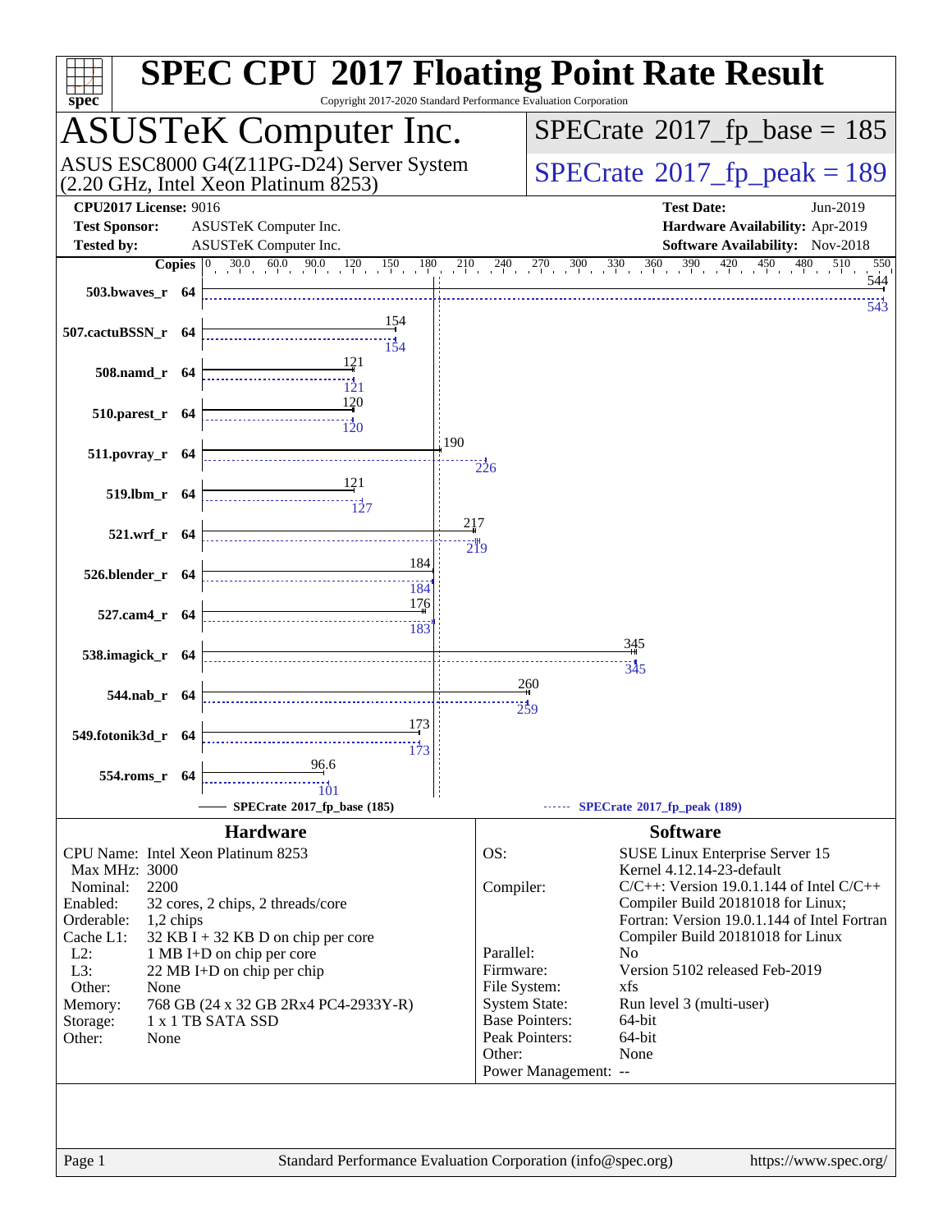# SPEC CPU 2017 Floating Point Rate Result

Copyright 2017-2020 Standard Performance Evaluation Corporation

## ASUSTeK Computer Inc.

ASUS ESC8000 G4(Z11PG-D24) Server System (2.20 GHz, Intel Xeon Platinum 8253)

**SPECrate 2017_fp_base = 185**

**SPECrate 2017_fp_peak = 189**

| | | | |
|---|---|---|---|
| **CPU2017 License:** | 9016 | **Test Date:** | Jun-2019 |
| **Test Sponsor:** | ASUSTeK Computer Inc. | **Hardware Availability:** | Apr-2019 |
| **Tested by:** | ASUSTeK Computer Inc. | **Software Availability:** | Nov-2018 |

| Benchmark | Copies | Base | Peak |
|---|---|---|---|
| 503.bwaves_r | 64 | 544 | 543 |
| 507.cactuBSSN_r | 64 | 154 | 154 |
| 508.namd_r | 64 | 121 | 121 |
| 510.parest_r | 64 | 120 | 120 |
| 511.povray_r | 64 | 190 | 226 |
| 519.lbm_r | 64 | 121 | 127 |
| 521.wrf_r | 64 | 217 | 219 |
| 526.blender_r | 64 | 184 | 184 |
| 527.cam4_r | 64 | 176 | 183 |
| 538.imagick_r | 64 | 345 | 345 |
| 544.nab_r | 64 | 260 | 259 |
| 549.fotonik3d_r | 64 | 173 | 173 |
| 554.roms_r | 64 | 96.6 | 101 |

SPECrate 2017_fp_base (185) — SPECrate 2017_fp_peak (189)

### Hardware

| | |
|---|---|
| CPU Name: | Intel Xeon Platinum 8253 |
| Max MHz: | 3000 |
| Nominal: | 2200 |
| Enabled: | 32 cores, 2 chips, 2 threads/core |
| Orderable: | 1,2 chips |
| Cache L1: | 32 KB I + 32 KB D on chip per core |
| L2: | 1 MB I+D on chip per core |
| L3: | 22 MB I+D on chip per chip |
| Other: | None |
| Memory: | 768 GB (24 x 32 GB 2Rx4 PC4-2933Y-R) |
| Storage: | 1 x 1 TB SATA SSD |
| Other: | None |

### Software

| | |
|---|---|
| OS: | SUSE Linux Enterprise Server 15<br>Kernel 4.12.14-23-default |
| Compiler: | C/C++: Version 19.0.1.144 of Intel C/C++ Compiler Build 20181018 for Linux;<br>Fortran: Version 19.0.1.144 of Intel Fortran Compiler Build 20181018 for Linux |
| Parallel: | No |
| Firmware: | Version 5102 released Feb-2019 |
| File System: | xfs |
| System State: | Run level 3 (multi-user) |
| Base Pointers: | 64-bit |
| Peak Pointers: | 64-bit |
| Other: | None |
| Power Management: | -- |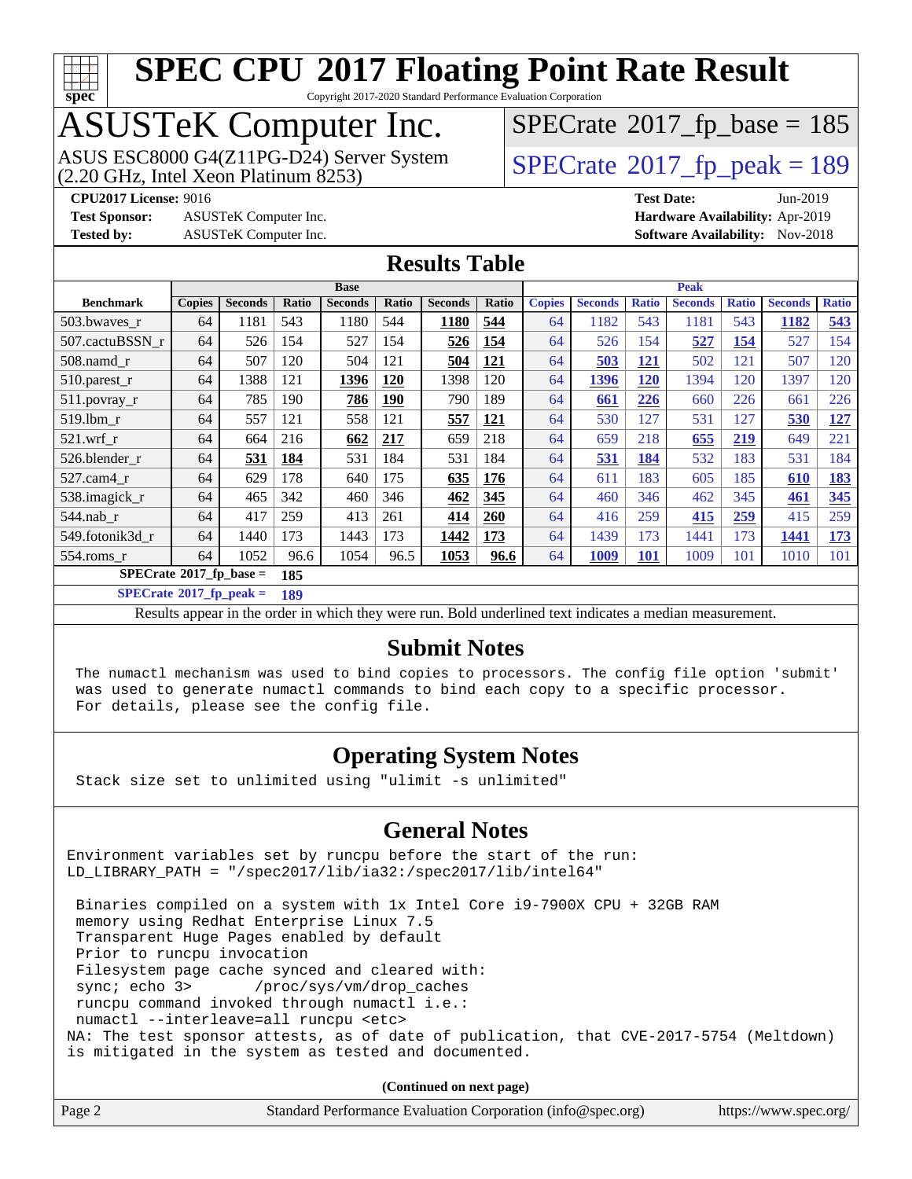# SPEC CPU 2017 Floating Point Rate Result

Copyright 2017-2020 Standard Performance Evaluation Corporation

## ASUSTeK Computer Inc.

ASUS ESC8000 G4(Z11PG-D24) Server System (2.20 GHz, Intel Xeon Platinum 8253)

SPECrate 2017_fp_base = 185

SPECrate 2017_fp_peak = 189

**CPU2017 License:** 9016
**Test Sponsor:** ASUSTeK Computer Inc.
**Tested by:** ASUSTeK Computer Inc.
**Test Date:** Jun-2019
**Hardware Availability:** Apr-2019
**Software Availability:** Nov-2018

## Results Table

| Benchmark | Base | | | | | | | Peak | | | | | | |
|---|---|---|---|---|---|---|---|---|---|---|---|---|---|---|
| | Copies | Seconds | Ratio | Seconds | Ratio | Seconds | Ratio | Copies | Seconds | Ratio | Seconds | Ratio | Seconds | Ratio |
| 503.bwaves_r | 64 | 1181 | 543 | 1180 | 544 | **1180** | **544** | 64 | 1182 | 543 | 1181 | 543 | **1182** | **543** |
| 507.cactuBSSN_r | 64 | 526 | 154 | 527 | 154 | **526** | **154** | 64 | 526 | 154 | **527** | **154** | 527 | 154 |
| 508.namd_r | 64 | 507 | 120 | 504 | 121 | **504** | **121** | 64 | **503** | **121** | 502 | 121 | 507 | 120 |
| 510.parest_r | 64 | 1388 | 121 | **1396** | **120** | 1398 | 120 | 64 | **1396** | **120** | 1394 | 120 | 1397 | 120 |
| 511.povray_r | 64 | 785 | 190 | **786** | **190** | 790 | 189 | 64 | **661** | **226** | 660 | 226 | 661 | 226 |
| 519.lbm_r | 64 | 557 | 121 | 558 | 121 | **557** | **121** | 64 | 530 | 127 | 531 | 127 | **530** | **127** |
| 521.wrf_r | 64 | 664 | 216 | **662** | **217** | 659 | 218 | 64 | 659 | 218 | **655** | **219** | 649 | 221 |
| 526.blender_r | 64 | **531** | **184** | 531 | 184 | 531 | 184 | 64 | **531** | **184** | 532 | 183 | 531 | 184 |
| 527.cam4_r | 64 | 629 | 178 | 640 | 175 | **635** | **176** | 64 | 611 | 183 | 605 | 185 | **610** | **183** |
| 538.imagick_r | 64 | 465 | 342 | 460 | 346 | **462** | **345** | 64 | 460 | 346 | 462 | 345 | **461** | **345** |
| 544.nab_r | 64 | 417 | 259 | 413 | 261 | **414** | **260** | 64 | 416 | 259 | **415** | **259** | 415 | 259 |
| 549.fotonik3d_r | 64 | 1440 | 173 | 1443 | 173 | **1442** | **173** | 64 | 1439 | 173 | 1441 | 173 | **1441** | **173** |
| 554.roms_r | 64 | 1052 | 96.6 | 1054 | 96.5 | **1053** | **96.6** | 64 | **1009** | **101** | 1009 | 101 | 1010 | 101 |

**SPECrate 2017_fp_base = 185**

**SPECrate 2017_fp_peak = 189**

Results appear in the order in which they were run. Bold underlined text indicates a median measurement.

## Submit Notes

```
The numactl mechanism was used to bind copies to processors. The config file option 'submit'
was used to generate numactl commands to bind each copy to a specific processor.
For details, please see the config file.
```

## Operating System Notes

```
Stack size set to unlimited using "ulimit -s unlimited"
```

## General Notes

```
Environment variables set by runcpu before the start of the run:
LD_LIBRARY_PATH = "/spec2017/lib/ia32:/spec2017/lib/intel64"

 Binaries compiled on a system with 1x Intel Core i9-7900X CPU + 32GB RAM
 memory using Redhat Enterprise Linux 7.5
 Transparent Huge Pages enabled by default
 Prior to runcpu invocation
 Filesystem page cache synced and cleared with:
 sync; echo 3>       /proc/sys/vm/drop_caches
 runcpu command invoked through numactl i.e.:
 numactl --interleave=all runcpu <etc>
NA: The test sponsor attests, as of date of publication, that CVE-2017-5754 (Meltdown)
is mitigated in the system as tested and documented.
```

**(Continued on next page)**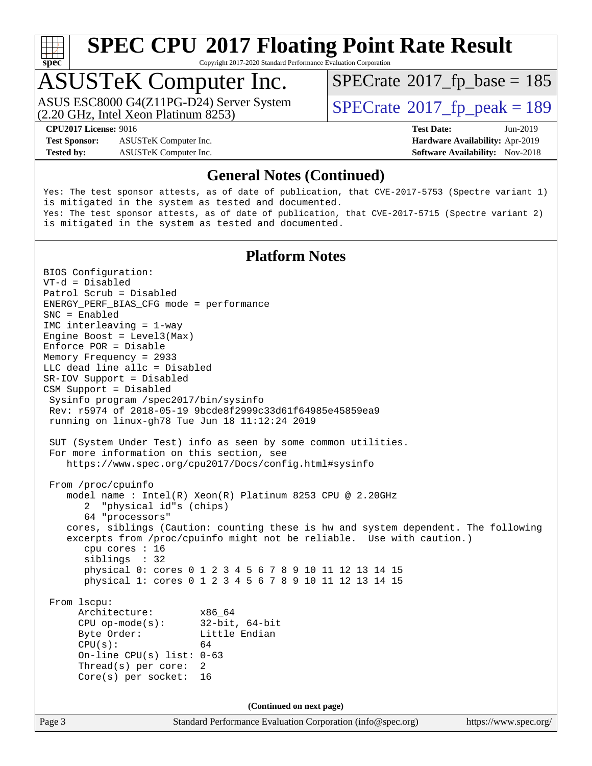## General Notes (Continued)

```
Yes: The test sponsor attests, as of date of publication, that CVE-2017-5753 (Spectre variant 1)
is mitigated in the system as tested and documented.
Yes: The test sponsor attests, as of date of publication, that CVE-2017-5715 (Spectre variant 2)
is mitigated in the system as tested and documented.
```

## Platform Notes

```
BIOS Configuration:
VT-d = Disabled
Patrol Scrub = Disabled
ENERGY_PERF_BIAS_CFG mode = performance
SNC = Enabled
IMC interleaving = 1-way
Engine Boost = Level3(Max)
Enforce POR = Disable
Memory Frequency = 2933
LLC dead line allc = Disabled
SR-IOV Support = Disabled
CSM Support = Disabled
 Sysinfo program /spec2017/bin/sysinfo
 Rev: r5974 of 2018-05-19 9bcde8f2999c33d61f64985e45859ea9
 running on linux-gh78 Tue Jun 18 11:12:24 2019

 SUT (System Under Test) info as seen by some common utilities.
 For more information on this section, see
    https://www.spec.org/cpu2017/Docs/config.html#sysinfo

 From /proc/cpuinfo
    model name : Intel(R) Xeon(R) Platinum 8253 CPU @ 2.20GHz
       2  "physical id"s (chips)
       64 "processors"
    cores, siblings (Caution: counting these is hw and system dependent. The following
    excerpts from /proc/cpuinfo might not be reliable.  Use with caution.)
       cpu cores : 16
       siblings  : 32
       physical 0: cores 0 1 2 3 4 5 6 7 8 9 10 11 12 13 14 15
       physical 1: cores 0 1 2 3 4 5 6 7 8 9 10 11 12 13 14 15

 From lscpu:
      Architecture:        x86_64
      CPU op-mode(s):      32-bit, 64-bit
      Byte Order:          Little Endian
      CPU(s):              64
      On-line CPU(s) list: 0-63
      Thread(s) per core:  2
      Core(s) per socket:  16
```

(Continued on next page)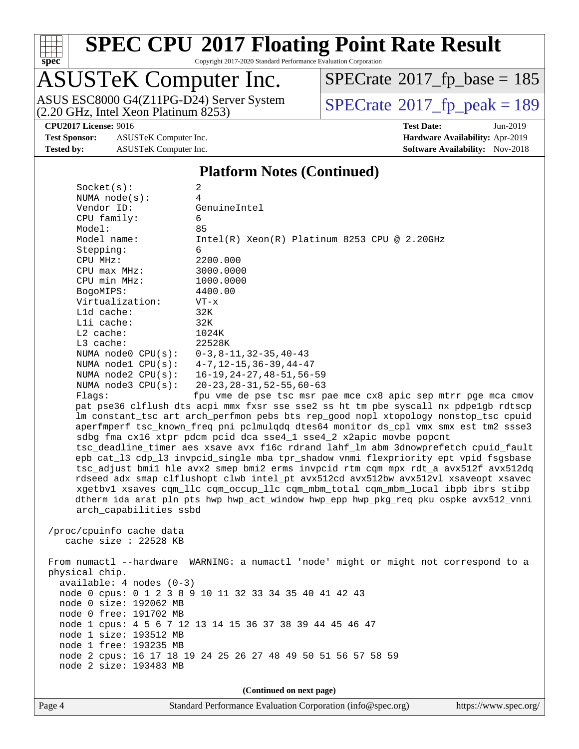## Platform Notes (Continued)

```
Socket(s):           2
NUMA node(s):        4
Vendor ID:           GenuineIntel
CPU family:          6
Model:               85
Model name:          Intel(R) Xeon(R) Platinum 8253 CPU @ 2.20GHz
Stepping:            6
CPU MHz:             2200.000
CPU max MHz:         3000.0000
CPU min MHz:         1000.0000
BogoMIPS:            4400.00
Virtualization:      VT-x
L1d cache:           32K
L1i cache:           32K
L2 cache:            1024K
L3 cache:            22528K
NUMA node0 CPU(s):   0-3,8-11,32-35,40-43
NUMA node1 CPU(s):   4-7,12-15,36-39,44-47
NUMA node2 CPU(s):   16-19,24-27,48-51,56-59
NUMA node3 CPU(s):   20-23,28-31,52-55,60-63
Flags:               fpu vme de pse tsc msr pae mce cx8 apic sep mtrr pge mca cmov
pat pse36 clflush dts acpi mmx fxsr sse sse2 ss ht tm pbe syscall nx pdpe1gb rdtscp
lm constant_tsc art arch_perfmon pebs bts rep_good nopl xtopology nonstop_tsc cpuid
aperfmperf tsc_known_freq pni pclmulqdq dtes64 monitor ds_cpl vmx smx est tm2 ssse3
sdbg fma cx16 xtpr pdcm pcid dca sse4_1 sse4_2 x2apic movbe popcnt
tsc_deadline_timer aes xsave avx f16c rdrand lahf_lm abm 3dnowprefetch cpuid_fault
epb cat_l3 cdp_l3 invpcid_single mba tpr_shadow vnmi flexpriority ept vpid fsgsbase
tsc_adjust bmi1 hle avx2 smep bmi2 erms invpcid rtm cqm mpx rdt_a avx512f avx512dq
rdseed adx smap clflushopt clwb intel_pt avx512cd avx512bw avx512vl xsaveopt xsavec
xgetbv1 xsaves cqm_llc cqm_occup_llc cqm_mbm_total cqm_mbm_local ibpb ibrs stibp
dtherm ida arat pln pts hwp hwp_act_window hwp_epp hwp_pkg_req pku ospke avx512_vnni
arch_capabilities ssbd

/proc/cpuinfo cache data
   cache size : 22528 KB

From numactl --hardware  WARNING: a numactl 'node' might or might not correspond to a
physical chip.
  available: 4 nodes (0-3)
  node 0 cpus: 0 1 2 3 8 9 10 11 32 33 34 35 40 41 42 43
  node 0 size: 192062 MB
  node 0 free: 191702 MB
  node 1 cpus: 4 5 6 7 12 13 14 15 36 37 38 39 44 45 46 47
  node 1 size: 193512 MB
  node 1 free: 193235 MB
  node 2 cpus: 16 17 18 19 24 25 26 27 48 49 50 51 56 57 58 59
  node 2 size: 193483 MB
```

**(Continued on next page)**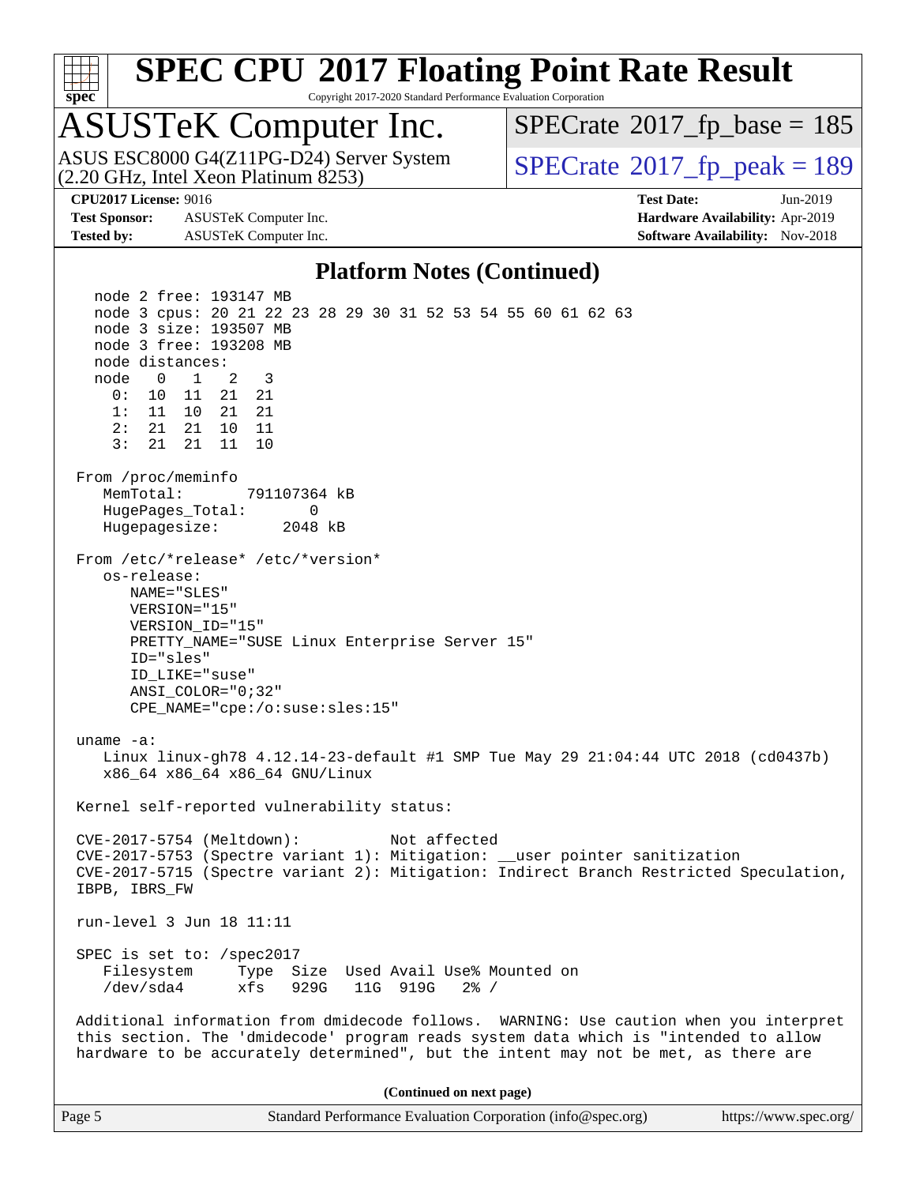# SPEC CPU 2017 Floating Point Rate Result

Copyright 2017-2020 Standard Performance Evaluation Corporation

## ASUSTeK Computer Inc.

ASUS ESC8000 G4(Z11PG-D24) Server System (2.20 GHz, Intel Xeon Platinum 8253)

SPECrate 2017_fp_base = 185

SPECrate 2017_fp_peak = 189

**CPU2017 License:** 9016
**Test Sponsor:** ASUSTeK Computer Inc.
**Tested by:** ASUSTeK Computer Inc.
**Test Date:** Jun-2019
**Hardware Availability:** Apr-2019
**Software Availability:** Nov-2018

### Platform Notes (Continued)

```
    node 2 free: 193147 MB
    node 3 cpus: 20 21 22 23 28 29 30 31 52 53 54 55 60 61 62 63
    node 3 size: 193507 MB
    node 3 free: 193208 MB
    node distances:
    node   0   1   2   3
      0:  10  11  21  21
      1:  11  10  21  21
      2:  21  21  10  11
      3:  21  21  11  10

  From /proc/meminfo
     MemTotal:       791107364 kB
     HugePages_Total:       0
     Hugepagesize:       2048 kB

  From /etc/*release* /etc/*version*
     os-release:
        NAME="SLES"
        VERSION="15"
        VERSION_ID="15"
        PRETTY_NAME="SUSE Linux Enterprise Server 15"
        ID="sles"
        ID_LIKE="suse"
        ANSI_COLOR="0;32"
        CPE_NAME="cpe:/o:suse:sles:15"

  uname -a:
     Linux linux-gh78 4.12.14-23-default #1 SMP Tue May 29 21:04:44 UTC 2018 (cd0437b)
     x86_64 x86_64 x86_64 GNU/Linux

  Kernel self-reported vulnerability status:

  CVE-2017-5754 (Meltdown):          Not affected
  CVE-2017-5753 (Spectre variant 1): Mitigation: __user pointer sanitization
  CVE-2017-5715 (Spectre variant 2): Mitigation: Indirect Branch Restricted Speculation,
  IBPB, IBRS_FW

  run-level 3 Jun 18 11:11

  SPEC is set to: /spec2017
     Filesystem     Type  Size  Used Avail Use% Mounted on
     /dev/sda4      xfs   929G   11G  919G   2% /

  Additional information from dmidecode follows.  WARNING: Use caution when you interpret
  this section. The 'dmidecode' program reads system data which is "intended to allow
  hardware to be accurately determined", but the intent may not be met, as there are
```

**(Continued on next page)**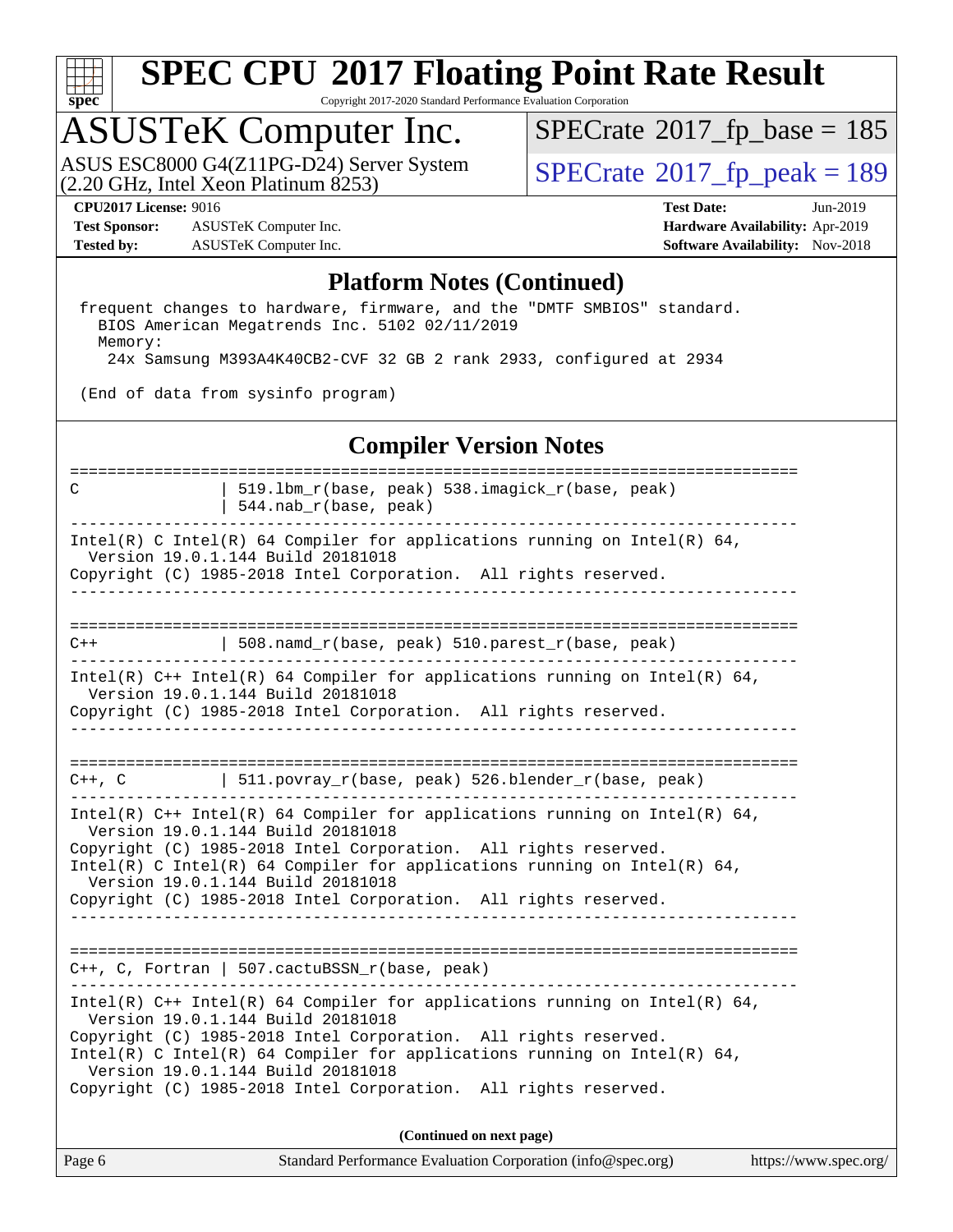# SPEC CPU 2017 Floating Point Rate Result

Copyright 2017-2020 Standard Performance Evaluation Corporation

## ASUSTeK Computer Inc.

ASUS ESC8000 G4(Z11PG-D24) Server System (2.20 GHz, Intel Xeon Platinum 8253)

SPECrate 2017_fp_base = 185

SPECrate 2017_fp_peak = 189

**CPU2017 License:** 9016
**Test Sponsor:** ASUSTeK Computer Inc.
**Tested by:** ASUSTeK Computer Inc.

**Test Date:** Jun-2019
**Hardware Availability:** Apr-2019
**Software Availability:** Nov-2018

### Platform Notes (Continued)

```
frequent changes to hardware, firmware, and the "DMTF SMBIOS" standard.
  BIOS American Megatrends Inc. 5102 02/11/2019
  Memory:
   24x Samsung M393A4K40CB2-CVF 32 GB 2 rank 2933, configured at 2934

(End of data from sysinfo program)
```

### Compiler Version Notes

```
==============================================================================
C               | 519.lbm_r(base, peak) 538.imagick_r(base, peak)
                | 544.nab_r(base, peak)
------------------------------------------------------------------------------
Intel(R) C Intel(R) 64 Compiler for applications running on Intel(R) 64,
  Version 19.0.1.144 Build 20181018
Copyright (C) 1985-2018 Intel Corporation.  All rights reserved.
------------------------------------------------------------------------------

==============================================================================
C++             | 508.namd_r(base, peak) 510.parest_r(base, peak)
------------------------------------------------------------------------------
Intel(R) C++ Intel(R) 64 Compiler for applications running on Intel(R) 64,
  Version 19.0.1.144 Build 20181018
Copyright (C) 1985-2018 Intel Corporation.  All rights reserved.
------------------------------------------------------------------------------

==============================================================================
C++, C          | 511.povray_r(base, peak) 526.blender_r(base, peak)
------------------------------------------------------------------------------
Intel(R) C++ Intel(R) 64 Compiler for applications running on Intel(R) 64,
  Version 19.0.1.144 Build 20181018
Copyright (C) 1985-2018 Intel Corporation.  All rights reserved.
Intel(R) C Intel(R) 64 Compiler for applications running on Intel(R) 64,
  Version 19.0.1.144 Build 20181018
Copyright (C) 1985-2018 Intel Corporation.  All rights reserved.
------------------------------------------------------------------------------

==============================================================================
C++, C, Fortran | 507.cactuBSSN_r(base, peak)
------------------------------------------------------------------------------
Intel(R) C++ Intel(R) 64 Compiler for applications running on Intel(R) 64,
  Version 19.0.1.144 Build 20181018
Copyright (C) 1985-2018 Intel Corporation.  All rights reserved.
Intel(R) C Intel(R) 64 Compiler for applications running on Intel(R) 64,
  Version 19.0.1.144 Build 20181018
Copyright (C) 1985-2018 Intel Corporation.  All rights reserved.
```

**(Continued on next page)**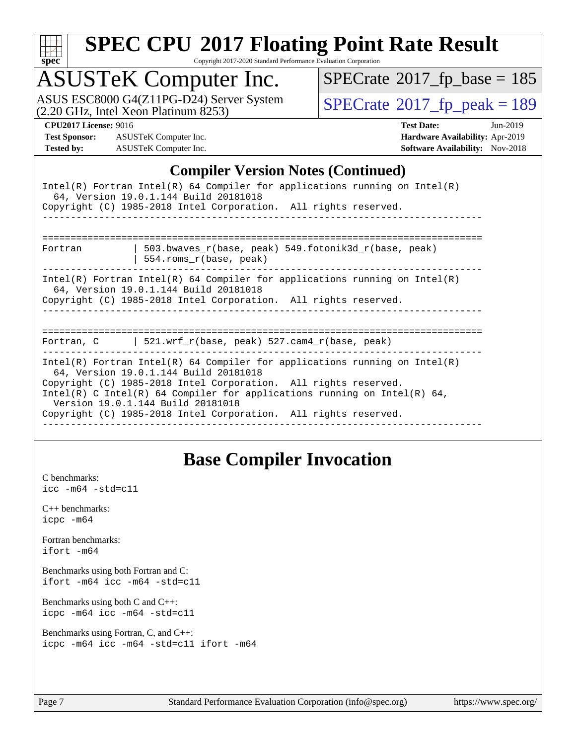## Compiler Version Notes (Continued)

```
Intel(R) Fortran Intel(R) 64 Compiler for applications running on Intel(R)
  64, Version 19.0.1.144 Build 20181018
Copyright (C) 1985-2018 Intel Corporation.  All rights reserved.
------------------------------------------------------------------------------

==============================================================================
Fortran         | 503.bwaves_r(base, peak) 549.fotonik3d_r(base, peak)
                | 554.roms_r(base, peak)
------------------------------------------------------------------------------
Intel(R) Fortran Intel(R) 64 Compiler for applications running on Intel(R)
  64, Version 19.0.1.144 Build 20181018
Copyright (C) 1985-2018 Intel Corporation.  All rights reserved.
------------------------------------------------------------------------------

==============================================================================
Fortran, C      | 521.wrf_r(base, peak) 527.cam4_r(base, peak)
------------------------------------------------------------------------------
Intel(R) Fortran Intel(R) 64 Compiler for applications running on Intel(R)
  64, Version 19.0.1.144 Build 20181018
Copyright (C) 1985-2018 Intel Corporation.  All rights reserved.
Intel(R) C Intel(R) 64 Compiler for applications running on Intel(R) 64,
  Version 19.0.1.144 Build 20181018
Copyright (C) 1985-2018 Intel Corporation.  All rights reserved.
------------------------------------------------------------------------------
```

## Base Compiler Invocation

C benchmarks:
```
icc -m64 -std=c11
```

C++ benchmarks:
```
icpc -m64
```

Fortran benchmarks:
```
ifort -m64
```

Benchmarks using both Fortran and C:
```
ifort -m64 icc -m64 -std=c11
```

Benchmarks using both C and C++:
```
icpc -m64 icc -m64 -std=c11
```

Benchmarks using Fortran, C, and C++:
```
icpc -m64 icc -m64 -std=c11 ifort -m64
```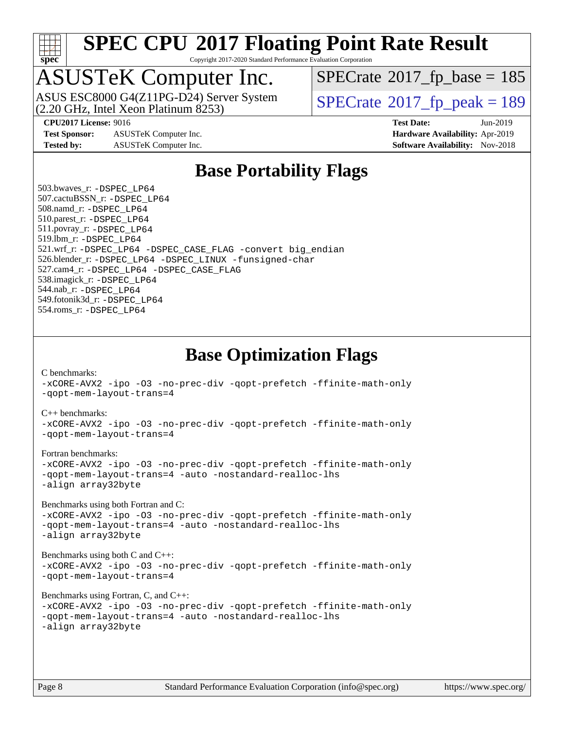# SPEC CPU 2017 Floating Point Rate Result

Copyright 2017-2020 Standard Performance Evaluation Corporation

# ASUSTeK Computer Inc.

ASUS ESC8000 G4(Z11PG-D24) Server System
(2.20 GHz, Intel Xeon Platinum 8253)

SPECrate 2017_fp_base = 185

SPECrate 2017_fp_peak = 189

**CPU2017 License:** 9016
**Test Sponsor:** ASUSTeK Computer Inc.
**Tested by:** ASUSTeK Computer Inc.

**Test Date:** Jun-2019
**Hardware Availability:** Apr-2019
**Software Availability:** Nov-2018

## Base Portability Flags

503.bwaves_r: -DSPEC_LP64
507.cactuBSSN_r: -DSPEC_LP64
508.namd_r: -DSPEC_LP64
510.parest_r: -DSPEC_LP64
511.povray_r: -DSPEC_LP64
519.lbm_r: -DSPEC_LP64
521.wrf_r: -DSPEC_LP64 -DSPEC_CASE_FLAG -convert big_endian
526.blender_r: -DSPEC_LP64 -DSPEC_LINUX -funsigned-char
527.cam4_r: -DSPEC_LP64 -DSPEC_CASE_FLAG
538.imagick_r: -DSPEC_LP64
544.nab_r: -DSPEC_LP64
549.fotonik3d_r: -DSPEC_LP64
554.roms_r: -DSPEC_LP64

## Base Optimization Flags

C benchmarks:
-xCORE-AVX2 -ipo -O3 -no-prec-div -qopt-prefetch -ffinite-math-only
-qopt-mem-layout-trans=4

C++ benchmarks:
-xCORE-AVX2 -ipo -O3 -no-prec-div -qopt-prefetch -ffinite-math-only
-qopt-mem-layout-trans=4

Fortran benchmarks:
-xCORE-AVX2 -ipo -O3 -no-prec-div -qopt-prefetch -ffinite-math-only
-qopt-mem-layout-trans=4 -auto -nostandard-realloc-lhs
-align array32byte

Benchmarks using both Fortran and C:
-xCORE-AVX2 -ipo -O3 -no-prec-div -qopt-prefetch -ffinite-math-only
-qopt-mem-layout-trans=4 -auto -nostandard-realloc-lhs
-align array32byte

Benchmarks using both C and C++:
-xCORE-AVX2 -ipo -O3 -no-prec-div -qopt-prefetch -ffinite-math-only
-qopt-mem-layout-trans=4

Benchmarks using Fortran, C, and C++:
-xCORE-AVX2 -ipo -O3 -no-prec-div -qopt-prefetch -ffinite-math-only
-qopt-mem-layout-trans=4 -auto -nostandard-realloc-lhs
-align array32byte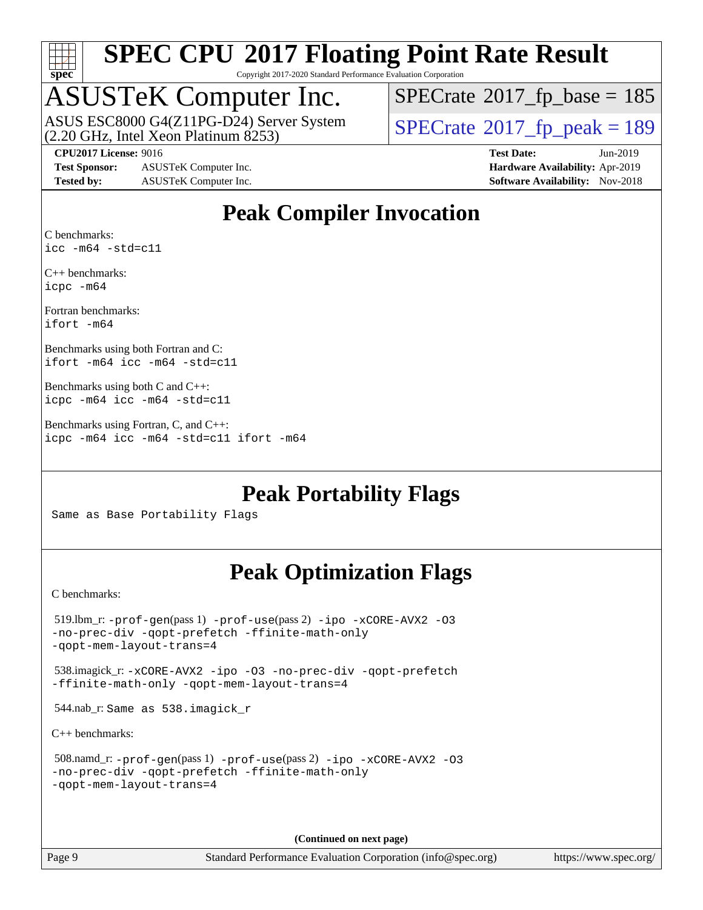# SPEC CPU 2017 Floating Point Rate Result

Copyright 2017-2020 Standard Performance Evaluation Corporation

## ASUSTeK Computer Inc.

ASUS ESC8000 G4(Z11PG-D24) Server System (2.20 GHz, Intel Xeon Platinum 8253)

SPECrate 2017_fp_base = 185

SPECrate 2017_fp_peak = 189

**CPU2017 License:** 9016
**Test Sponsor:** ASUSTeK Computer Inc.
**Tested by:** ASUSTeK Computer Inc.

**Test Date:** Jun-2019
**Hardware Availability:** Apr-2019
**Software Availability:** Nov-2018

## Peak Compiler Invocation

C benchmarks:
`icc -m64 -std=c11`

C++ benchmarks:
`icpc -m64`

Fortran benchmarks:
`ifort -m64`

Benchmarks using both Fortran and C:
`ifort -m64 icc -m64 -std=c11`

Benchmarks using both C and C++:
`icpc -m64 icc -m64 -std=c11`

Benchmarks using Fortran, C, and C++:
`icpc -m64 icc -m64 -std=c11 ifort -m64`

## Peak Portability Flags

Same as Base Portability Flags

## Peak Optimization Flags

C benchmarks:

519.lbm_r: `-prof-gen`(pass 1) `-prof-use`(pass 2) `-ipo -xCORE-AVX2 -O3 -no-prec-div -qopt-prefetch -ffinite-math-only -qopt-mem-layout-trans=4`

538.imagick_r: `-xCORE-AVX2 -ipo -O3 -no-prec-div -qopt-prefetch -ffinite-math-only -qopt-mem-layout-trans=4`

544.nab_r: Same as 538.imagick_r

C++ benchmarks:

508.namd_r: `-prof-gen`(pass 1) `-prof-use`(pass 2) `-ipo -xCORE-AVX2 -O3 -no-prec-div -qopt-prefetch -ffinite-math-only -qopt-mem-layout-trans=4`

**(Continued on next page)**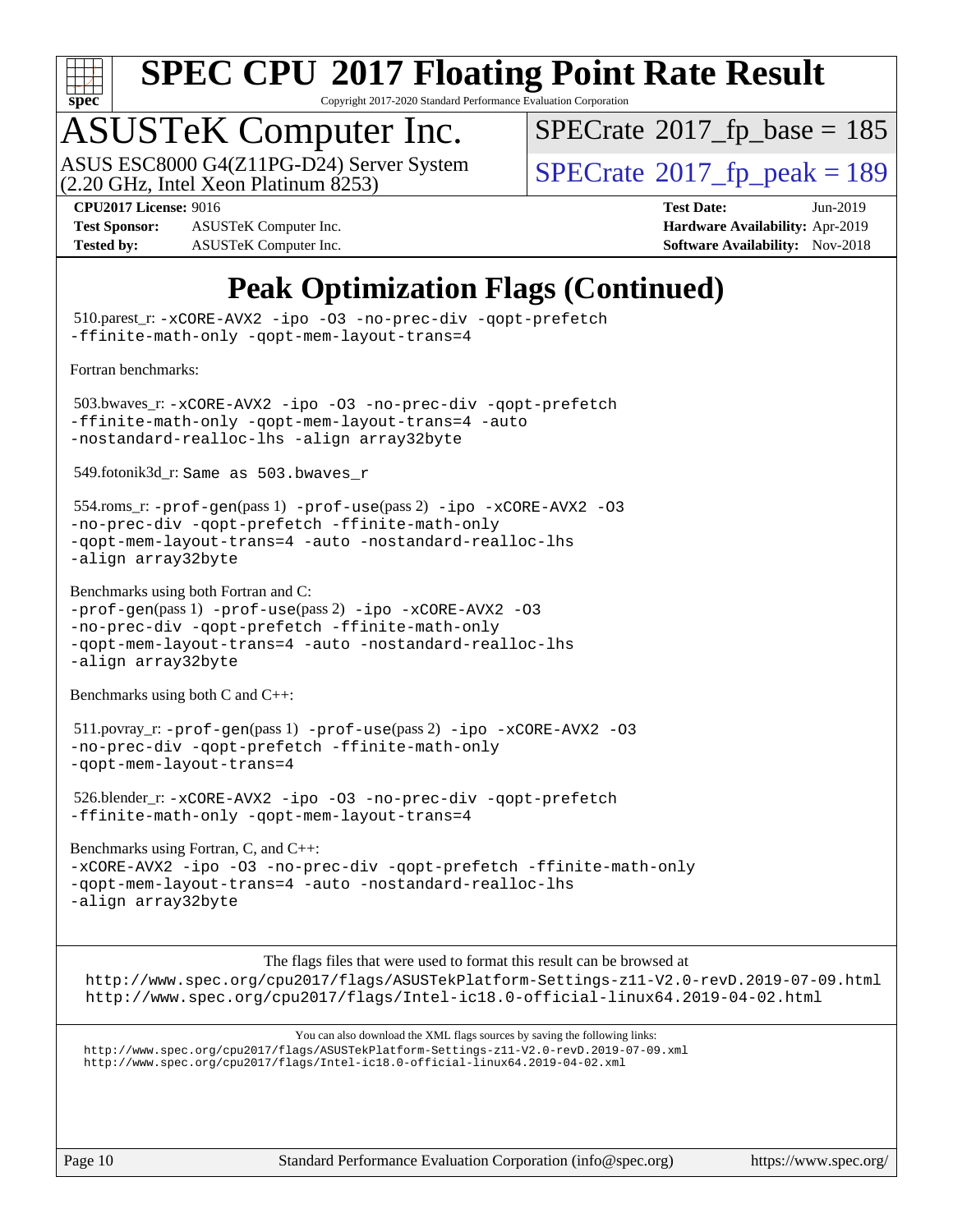# SPEC CPU 2017 Floating Point Rate Result

Copyright 2017-2020 Standard Performance Evaluation Corporation

## ASUSTeK Computer Inc.

ASUS ESC8000 G4(Z11PG-D24) Server System
(2.20 GHz, Intel Xeon Platinum 8253)

SPECrate 2017_fp_base = 185

SPECrate 2017_fp_peak = 189

**CPU2017 License:** 9016
**Test Sponsor:** ASUSTeK Computer Inc.
**Tested by:** ASUSTeK Computer Inc.

**Test Date:** Jun-2019
**Hardware Availability:** Apr-2019
**Software Availability:** Nov-2018

## Peak Optimization Flags (Continued)

510.parest_r: `-xCORE-AVX2 -ipo -O3 -no-prec-div -qopt-prefetch -ffinite-math-only -qopt-mem-layout-trans=4`

Fortran benchmarks:

503.bwaves_r: `-xCORE-AVX2 -ipo -O3 -no-prec-div -qopt-prefetch -ffinite-math-only -qopt-mem-layout-trans=4 -auto -nostandard-realloc-lhs -align array32byte`

549.fotonik3d_r: `Same as 503.bwaves_r`

554.roms_r: `-prof-gen`(pass 1) `-prof-use`(pass 2) `-ipo -xCORE-AVX2 -O3 -no-prec-div -qopt-prefetch -ffinite-math-only -qopt-mem-layout-trans=4 -auto -nostandard-realloc-lhs -align array32byte`

Benchmarks using both Fortran and C:
`-prof-gen`(pass 1) `-prof-use`(pass 2) `-ipo -xCORE-AVX2 -O3 -no-prec-div -qopt-prefetch -ffinite-math-only -qopt-mem-layout-trans=4 -auto -nostandard-realloc-lhs -align array32byte`

Benchmarks using both C and C++:

511.povray_r: `-prof-gen`(pass 1) `-prof-use`(pass 2) `-ipo -xCORE-AVX2 -O3 -no-prec-div -qopt-prefetch -ffinite-math-only -qopt-mem-layout-trans=4`

526.blender_r: `-xCORE-AVX2 -ipo -O3 -no-prec-div -qopt-prefetch -ffinite-math-only -qopt-mem-layout-trans=4`

Benchmarks using Fortran, C, and C++:
`-xCORE-AVX2 -ipo -O3 -no-prec-div -qopt-prefetch -ffinite-math-only -qopt-mem-layout-trans=4 -auto -nostandard-realloc-lhs -align array32byte`

The flags files that were used to format this result can be browsed at
http://www.spec.org/cpu2017/flags/ASUSTekPlatform-Settings-z11-V2.0-revD.2019-07-09.html
http://www.spec.org/cpu2017/flags/Intel-ic18.0-official-linux64.2019-04-02.html

You can also download the XML flags sources by saving the following links:
http://www.spec.org/cpu2017/flags/ASUSTekPlatform-Settings-z11-V2.0-revD.2019-07-09.xml
http://www.spec.org/cpu2017/flags/Intel-ic18.0-official-linux64.2019-04-02.xml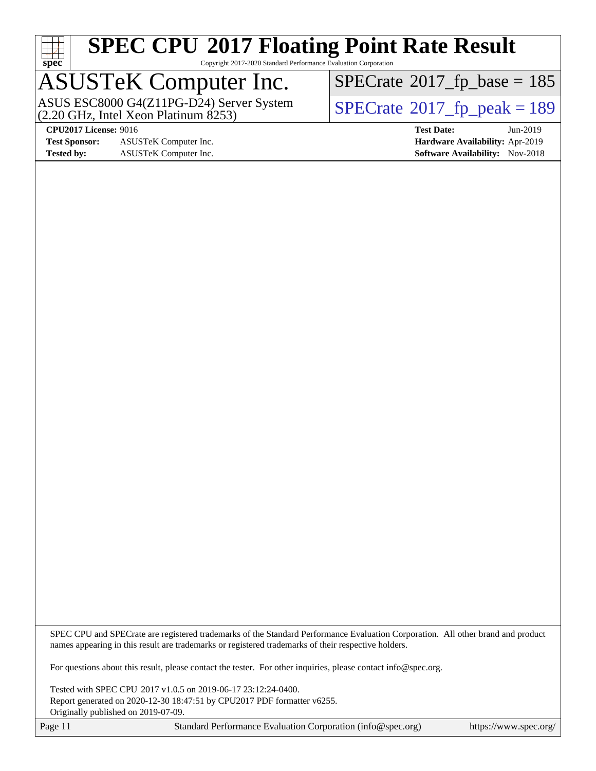# SPEC CPU 2017 Floating Point Rate Result

Copyright 2017-2020 Standard Performance Evaluation Corporation

## ASUSTeK Computer Inc.

ASUS ESC8000 G4(Z11PG-D24) Server System
(2.20 GHz, Intel Xeon Platinum 8253)

SPECrate 2017_fp_base = 185

SPECrate 2017_fp_peak = 189

**CPU2017 License:** 9016
**Test Sponsor:** ASUSTeK Computer Inc.
**Tested by:** ASUSTeK Computer Inc.

**Test Date:** Jun-2019
**Hardware Availability:** Apr-2019
**Software Availability:** Nov-2018

SPEC CPU and SPECrate are registered trademarks of the Standard Performance Evaluation Corporation. All other brand and product names appearing in this result are trademarks or registered trademarks of their respective holders.

For questions about this result, please contact the tester. For other inquiries, please contact info@spec.org.

Tested with SPEC CPU 2017 v1.0.5 on 2019-06-17 23:12:24-0400.
Report generated on 2020-12-30 18:47:51 by CPU2017 PDF formatter v6255.
Originally published on 2019-07-09.